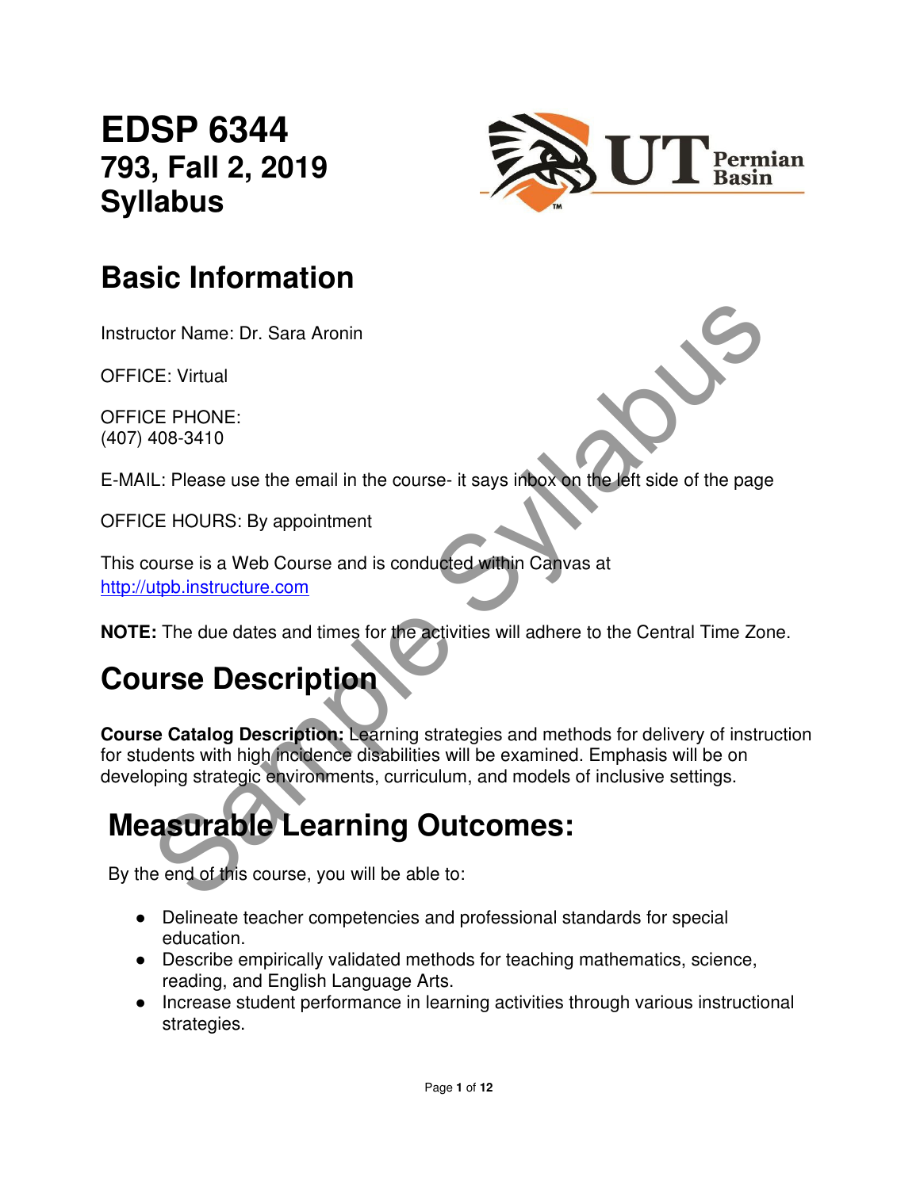# EDSP 6344
## 793, Fall 2, 2019
## Syllabus

# Basic Information

Instructor Name: Dr. Sara Aronin

OFFICE: Virtual

OFFICE PHONE:
(407) 408-3410

E-MAIL: Please use the email in the course- it says inbox on the left side of the page

OFFICE HOURS: By appointment

This course is a Web Course and is conducted within Canvas at
http://utpb.instructure.com

**NOTE:** The due dates and times for the activities will adhere to the Central Time Zone.

# Course Description

**Course Catalog Description:** Learning strategies and methods for delivery of instruction for students with high incidence disabilities will be examined. Emphasis will be on developing strategic environments, curriculum, and models of inclusive settings.

# Measurable Learning Outcomes:

By the end of this course, you will be able to:

- Delineate teacher competencies and professional standards for special education.
- Describe empirically validated methods for teaching mathematics, science, reading, and English Language Arts.
- Increase student performance in learning activities through various instructional strategies.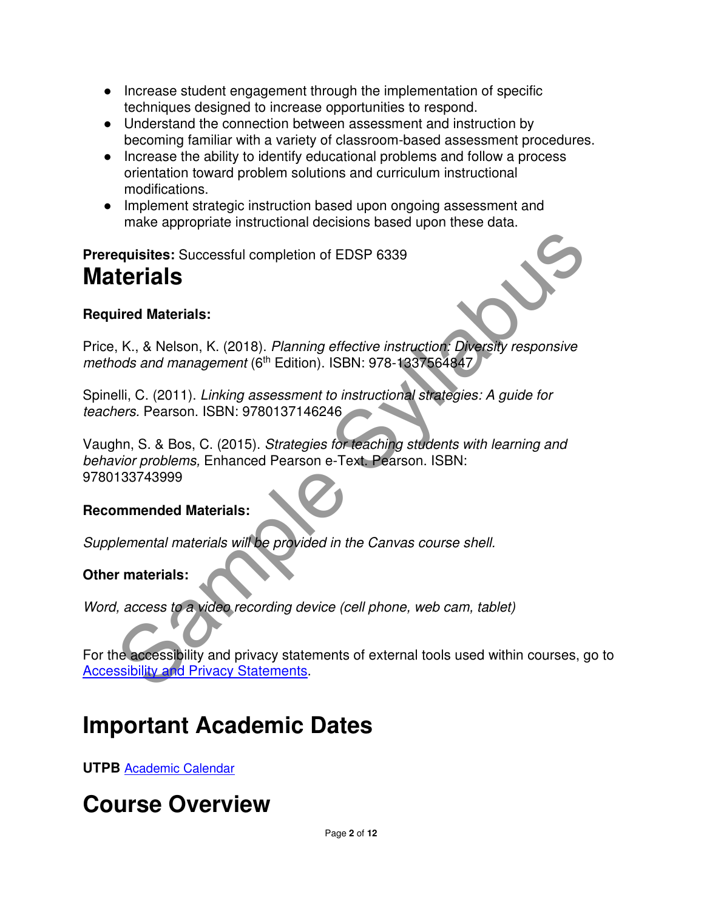- Increase student engagement through the implementation of specific techniques designed to increase opportunities to respond.
- Understand the connection between assessment and instruction by becoming familiar with a variety of classroom-based assessment procedures.
- Increase the ability to identify educational problems and follow a process orientation toward problem solutions and curriculum instructional modifications.
- Implement strategic instruction based upon ongoing assessment and make appropriate instructional decisions based upon these data.

**Prerequisites:** Successful completion of EDSP 6339

# Materials

**Required Materials:**

Price, K., & Nelson, K. (2018). *Planning effective instruction: Diversity responsive methods and management* (6th Edition). ISBN: 978-1337564847

Spinelli, C. (2011). *Linking assessment to instructional strategies: A guide for teachers.* Pearson. ISBN: 9780137146246

Vaughn, S. & Bos, C. (2015). *Strategies for teaching students with learning and behavior problems,* Enhanced Pearson e-Text. Pearson. ISBN: 9780133743999

**Recommended Materials:**

*Supplemental materials will be provided in the Canvas course shell.*

**Other materials:**

*Word, access to a video recording device (cell phone, web cam, tablet)*

For the accessibility and privacy statements of external tools used within courses, go to Accessibility and Privacy Statements.

# Important Academic Dates

**UTPB** Academic Calendar

# Course Overview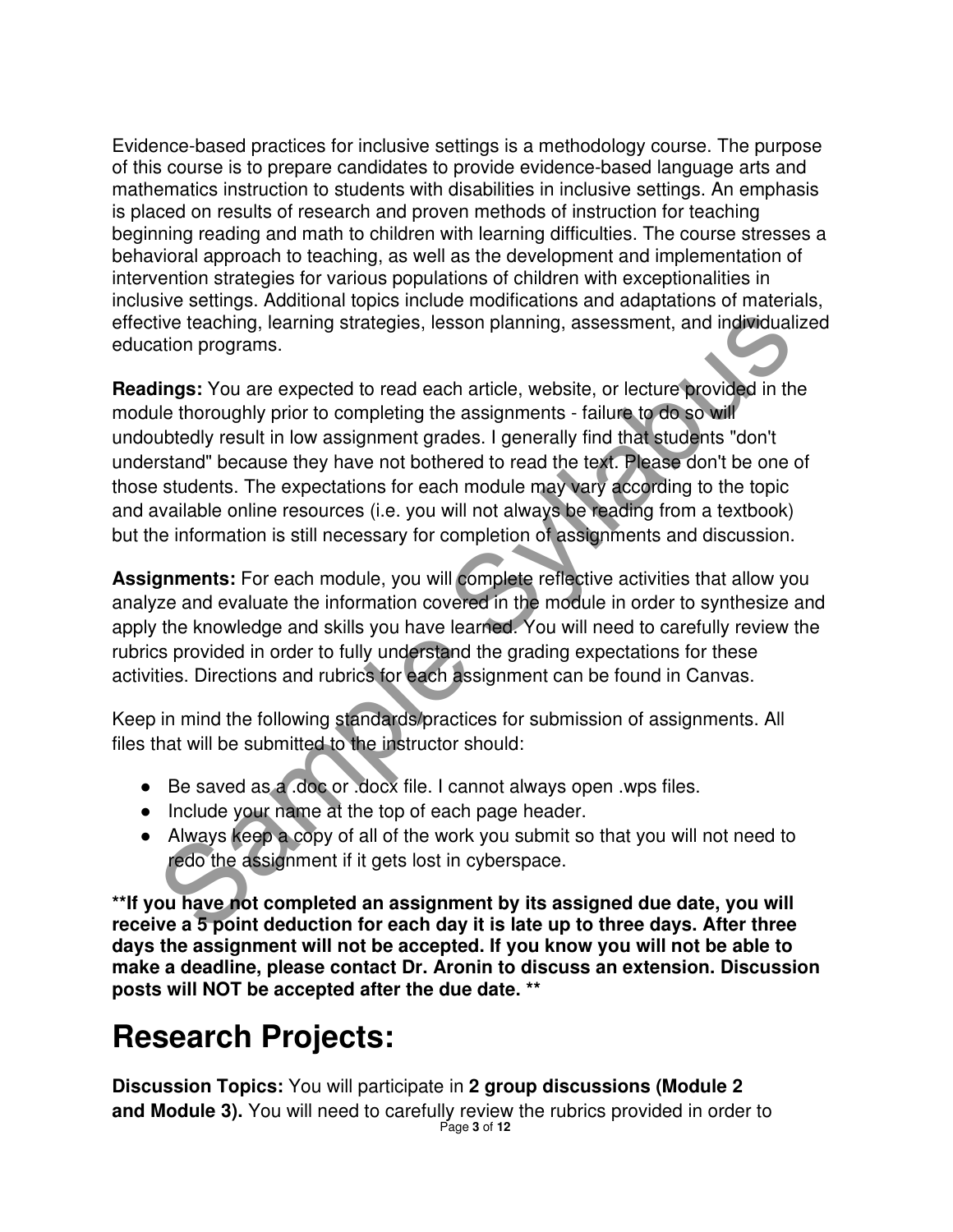Evidence-based practices for inclusive settings is a methodology course. The purpose of this course is to prepare candidates to provide evidence-based language arts and mathematics instruction to students with disabilities in inclusive settings. An emphasis is placed on results of research and proven methods of instruction for teaching beginning reading and math to children with learning difficulties. The course stresses a behavioral approach to teaching, as well as the development and implementation of intervention strategies for various populations of children with exceptionalities in inclusive settings. Additional topics include modifications and adaptations of materials, effective teaching, learning strategies, lesson planning, assessment, and individualized education programs.

**Readings:** You are expected to read each article, website, or lecture provided in the module thoroughly prior to completing the assignments - failure to do so will undoubtedly result in low assignment grades. I generally find that students "don't understand" because they have not bothered to read the text. Please don't be one of those students. The expectations for each module may vary according to the topic and available online resources (i.e. you will not always be reading from a textbook) but the information is still necessary for completion of assignments and discussion.

**Assignments:** For each module, you will complete reflective activities that allow you analyze and evaluate the information covered in the module in order to synthesize and apply the knowledge and skills you have learned. You will need to carefully review the rubrics provided in order to fully understand the grading expectations for these activities. Directions and rubrics for each assignment can be found in Canvas.

Keep in mind the following standards/practices for submission of assignments. All files that will be submitted to the instructor should:

- Be saved as a .doc or .docx file. I cannot always open .wps files.
- Include your name at the top of each page header.
- Always keep a copy of all of the work you submit so that you will not need to redo the assignment if it gets lost in cyberspace.

**\*\*If you have not completed an assignment by its assigned due date, you will receive a 5 point deduction for each day it is late up to three days. After three days the assignment will not be accepted. If you know you will not be able to make a deadline, please contact Dr. Aronin to discuss an extension. Discussion posts will NOT be accepted after the due date. \*\***

# Research Projects:

**Discussion Topics:** You will participate in **2 group discussions (Module 2 and Module 3).** You will need to carefully review the rubrics provided in order to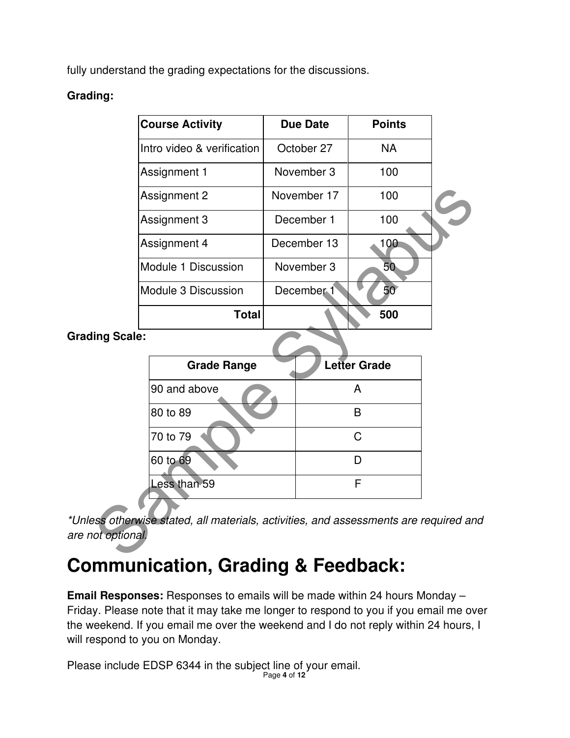fully understand the grading expectations for the discussions.

**Grading:**

| Course Activity | Due Date | Points |
|---|---|---|
| Intro video & verification | October 27 | NA |
| Assignment 1 | November 3 | 100 |
| Assignment 2 | November 17 | 100 |
| Assignment 3 | December 1 | 100 |
| Assignment 4 | December 13 | 100 |
| Module 1 Discussion | November 3 | 50 |
| Module 3 Discussion | December 1 | 50 |
| **Total** | | **500** |

**Grading Scale:**

| Grade Range | Letter Grade |
|---|---|
| 90 and above | A |
| 80 to 89 | B |
| 70 to 79 | C |
| 60 to 69 | D |
| Less than 59 | F |

*\*Unless otherwise stated, all materials, activities, and assessments are required and are not optional.*

# Communication, Grading & Feedback:

**Email Responses:** Responses to emails will be made within 24 hours Monday – Friday. Please note that it may take me longer to respond to you if you email me over the weekend. If you email me over the weekend and I do not reply within 24 hours, I will respond to you on Monday.

Please include EDSP 6344 in the subject line of your email.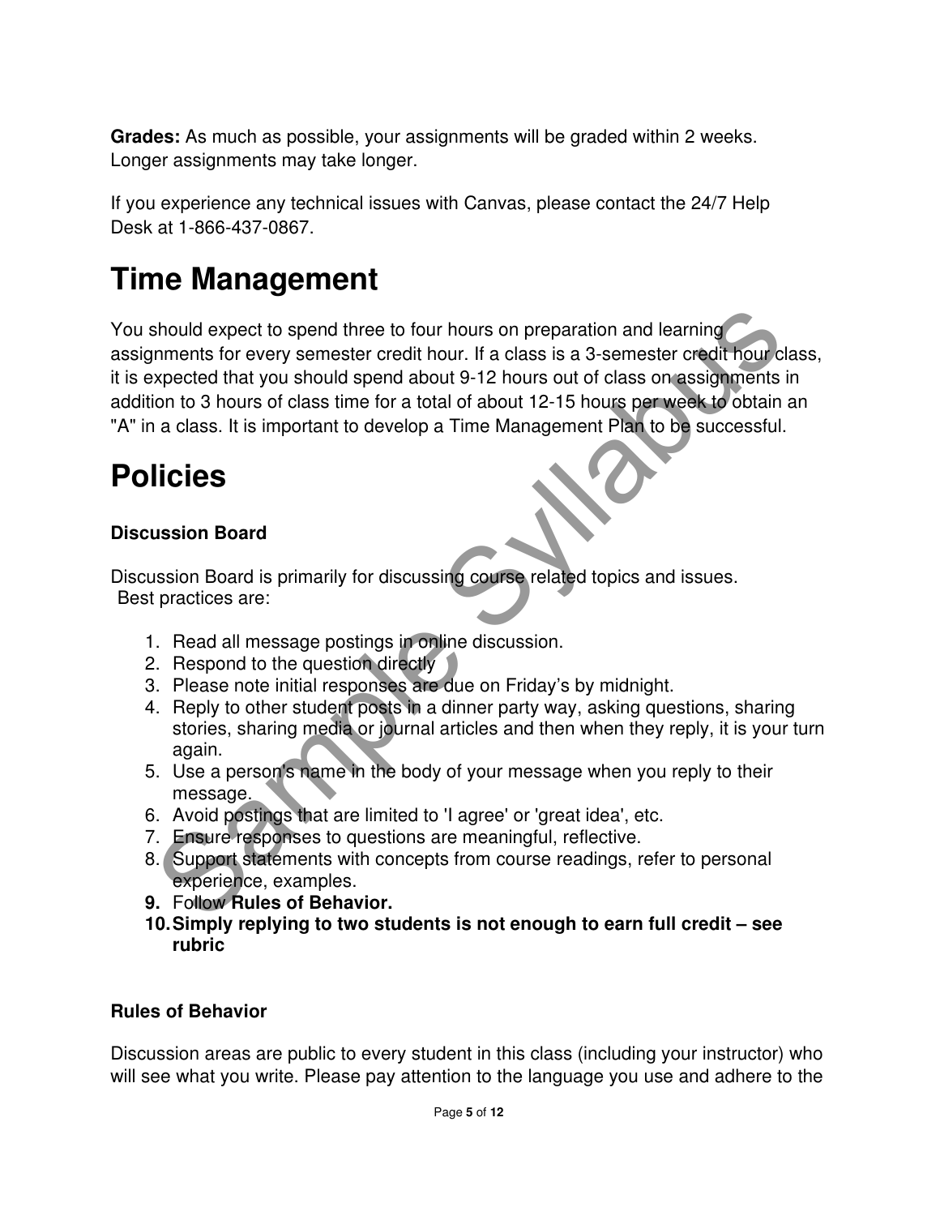**Grades:** As much as possible, your assignments will be graded within 2 weeks. Longer assignments may take longer.

If you experience any technical issues with Canvas, please contact the 24/7 Help Desk at 1-866-437-0867.

# Time Management

You should expect to spend three to four hours on preparation and learning assignments for every semester credit hour. If a class is a 3-semester credit hour class, it is expected that you should spend about 9-12 hours out of class on assignments in addition to 3 hours of class time for a total of about 12-15 hours per week to obtain an "A" in a class. It is important to develop a Time Management Plan to be successful.

# Policies

### Discussion Board

Discussion Board is primarily for discussing course related topics and issues. Best practices are:

1. Read all message postings in online discussion.
2. Respond to the question directly
3. Please note initial responses are due on Friday's by midnight.
4. Reply to other student posts in a dinner party way, asking questions, sharing stories, sharing media or journal articles and then when they reply, it is your turn again.
5. Use a person's name in the body of your message when you reply to their message.
6. Avoid postings that are limited to 'I agree' or 'great idea', etc.
7. Ensure responses to questions are meaningful, reflective.
8. Support statements with concepts from course readings, refer to personal experience, examples.
9. Follow **Rules of Behavior.**
10. **Simply replying to two students is not enough to earn full credit – see rubric**

### Rules of Behavior

Discussion areas are public to every student in this class (including your instructor) who will see what you write. Please pay attention to the language you use and adhere to the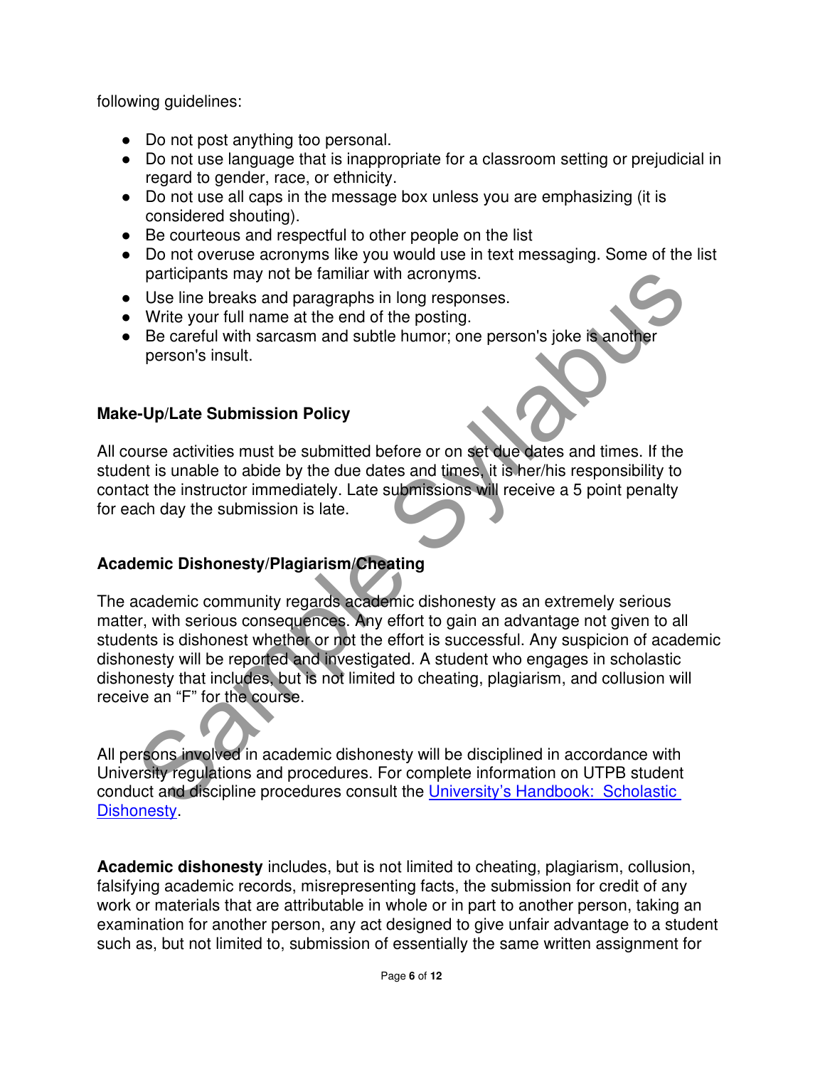following guidelines:

- Do not post anything too personal.
- Do not use language that is inappropriate for a classroom setting or prejudicial in regard to gender, race, or ethnicity.
- Do not use all caps in the message box unless you are emphasizing (it is considered shouting).
- Be courteous and respectful to other people on the list
- Do not overuse acronyms like you would use in text messaging. Some of the list participants may not be familiar with acronyms.
- Use line breaks and paragraphs in long responses.
- Write your full name at the end of the posting.
- Be careful with sarcasm and subtle humor; one person's joke is another person's insult.

**Make-Up/Late Submission Policy**

All course activities must be submitted before or on set due dates and times. If the student is unable to abide by the due dates and times, it is her/his responsibility to contact the instructor immediately. Late submissions will receive a 5 point penalty for each day the submission is late.

**Academic Dishonesty/Plagiarism/Cheating**

The academic community regards academic dishonesty as an extremely serious matter, with serious consequences. Any effort to gain an advantage not given to all students is dishonest whether or not the effort is successful. Any suspicion of academic dishonesty will be reported and investigated. A student who engages in scholastic dishonesty that includes, but is not limited to cheating, plagiarism, and collusion will receive an "F" for the course.

All persons involved in academic dishonesty will be disciplined in accordance with University regulations and procedures. For complete information on UTPB student conduct and discipline procedures consult the University's Handbook: Scholastic Dishonesty.

**Academic dishonesty** includes, but is not limited to cheating, plagiarism, collusion, falsifying academic records, misrepresenting facts, the submission for credit of any work or materials that are attributable in whole or in part to another person, taking an examination for another person, any act designed to give unfair advantage to a student such as, but not limited to, submission of essentially the same written assignment for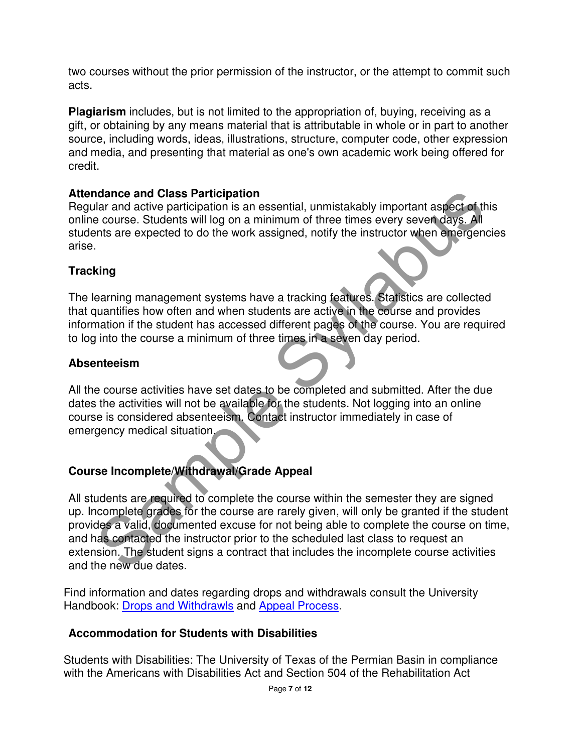two courses without the prior permission of the instructor, or the attempt to commit such acts.

**Plagiarism** includes, but is not limited to the appropriation of, buying, receiving as a gift, or obtaining by any means material that is attributable in whole or in part to another source, including words, ideas, illustrations, structure, computer code, other expression and media, and presenting that material as one's own academic work being offered for credit.

### Attendance and Class Participation

Regular and active participation is an essential, unmistakably important aspect of this online course. Students will log on a minimum of three times every seven days. All students are expected to do the work assigned, notify the instructor when emergencies arise.

### Tracking

The learning management systems have a tracking features. Statistics are collected that quantifies how often and when students are active in the course and provides information if the student has accessed different pages of the course. You are required to log into the course a minimum of three times in a seven day period.

### Absenteeism

All the course activities have set dates to be completed and submitted. After the due dates the activities will not be available for the students. Not logging into an online course is considered absenteeism. Contact instructor immediately in case of emergency medical situation.

### Course Incomplete/Withdrawal/Grade Appeal

All students are required to complete the course within the semester they are signed up. Incomplete grades for the course are rarely given, will only be granted if the student provides a valid, documented excuse for not being able to complete the course on time, and has contacted the instructor prior to the scheduled last class to request an extension. The student signs a contract that includes the incomplete course activities and the new due dates.

Find information and dates regarding drops and withdrawals consult the University Handbook: Drops and Withdrawls and Appeal Process.

### Accommodation for Students with Disabilities

Students with Disabilities: The University of Texas of the Permian Basin in compliance with the Americans with Disabilities Act and Section 504 of the Rehabilitation Act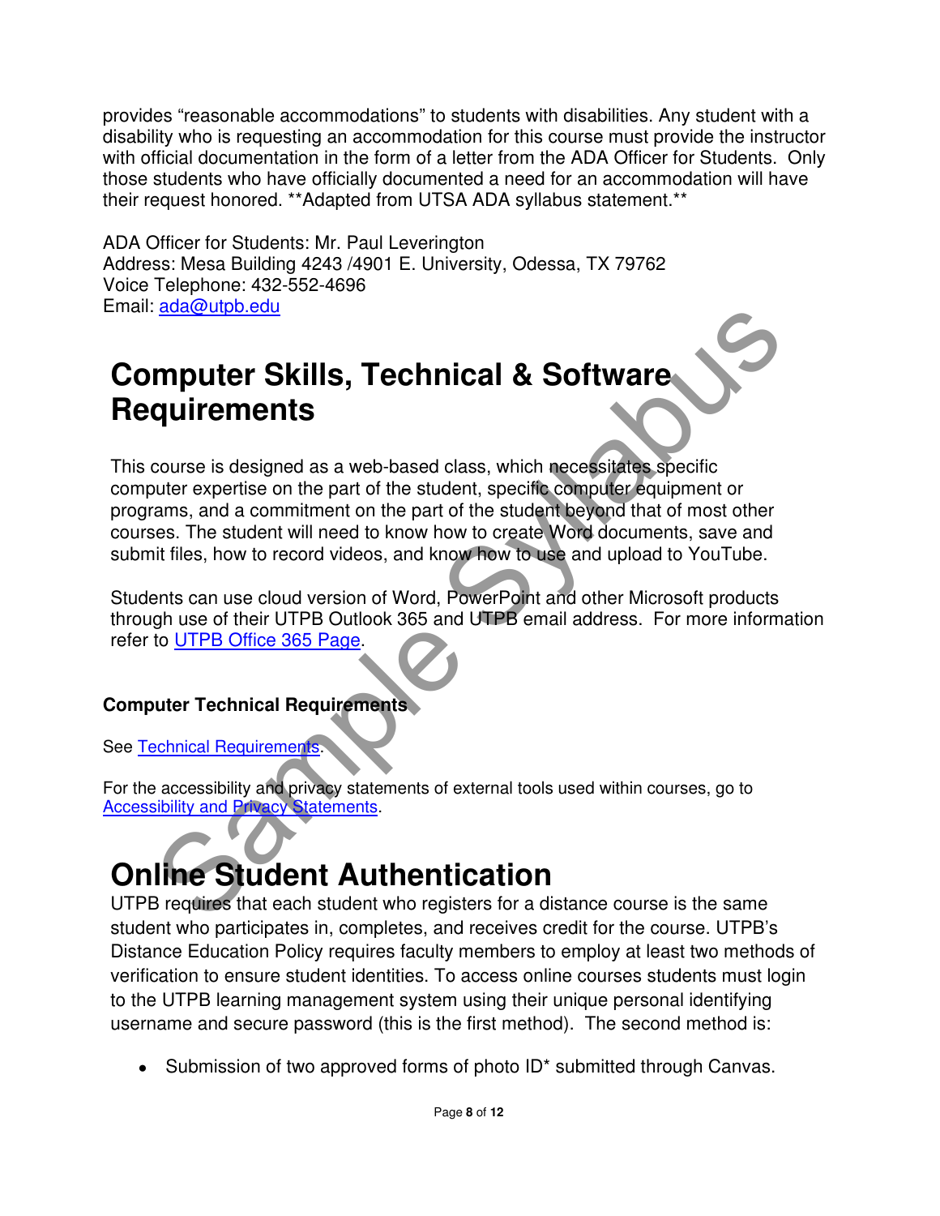provides “reasonable accommodations” to students with disabilities. Any student with a disability who is requesting an accommodation for this course must provide the instructor with official documentation in the form of a letter from the ADA Officer for Students. Only those students who have officially documented a need for an accommodation will have their request honored. **Adapted from UTSA ADA syllabus statement.**

ADA Officer for Students: Mr. Paul Leverington
Address: Mesa Building 4243 /4901 E. University, Odessa, TX 79762
Voice Telephone: 432-552-4696
Email: [ada@utpb.edu](mailto:ada@utpb.edu)

# Computer Skills, Technical & Software Requirements

This course is designed as a web-based class, which necessitates specific computer expertise on the part of the student, specific computer equipment or programs, and a commitment on the part of the student beyond that of most other courses. The student will need to know how to create Word documents, save and submit files, how to record videos, and know how to use and upload to YouTube.

Students can use cloud version of Word, PowerPoint and other Microsoft products through use of their UTPB Outlook 365 and UTPB email address. For more information refer to UTPB Office 365 Page.

### Computer Technical Requirements

See Technical Requirements.

For the accessibility and privacy statements of external tools used within courses, go to Accessibility and Privacy Statements.

# Online Student Authentication

UTPB requires that each student who registers for a distance course is the same student who participates in, completes, and receives credit for the course. UTPB's Distance Education Policy requires faculty members to employ at least two methods of verification to ensure student identities. To access online courses students must login to the UTPB learning management system using their unique personal identifying username and secure password (this is the first method). The second method is:

- Submission of two approved forms of photo ID* submitted through Canvas.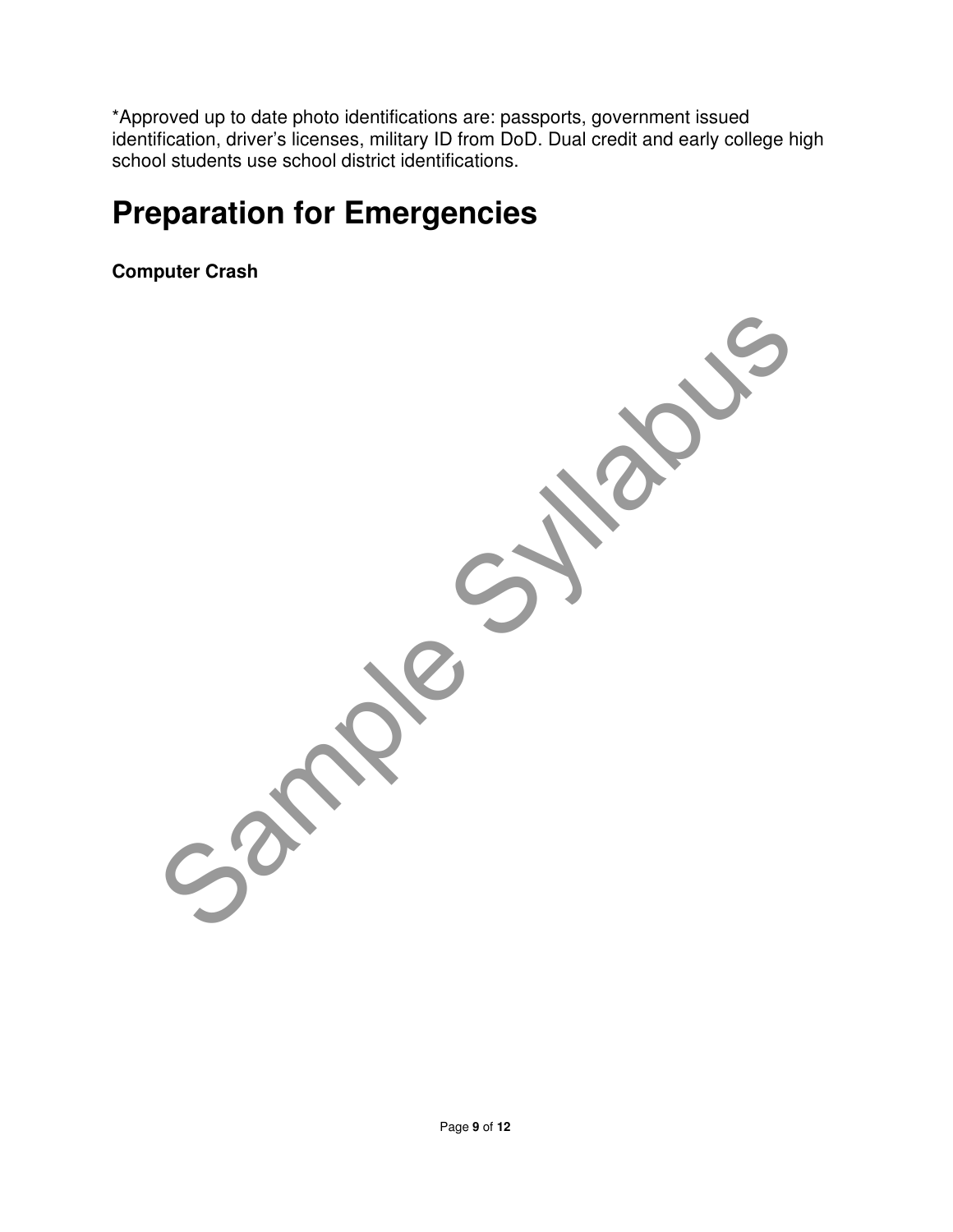*Approved up to date photo identifications are: passports, government issued identification, driver's licenses, military ID from DoD. Dual credit and early college high school students use school district identifications.

# Preparation for Emergencies

**Computer Crash**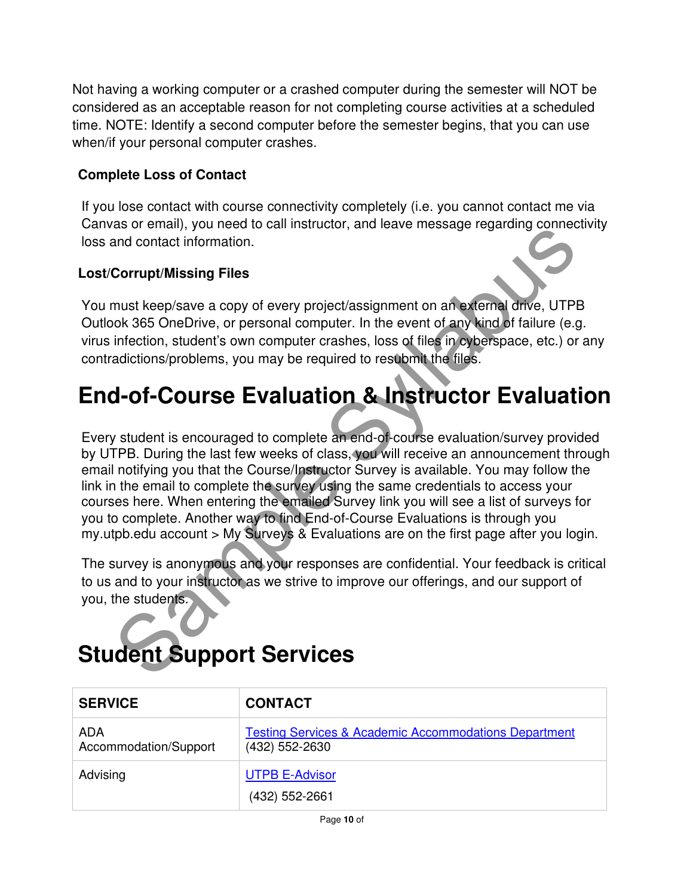Not having a working computer or a crashed computer during the semester will NOT be considered as an acceptable reason for not completing course activities at a scheduled time. NOTE: Identify a second computer before the semester begins, that you can use when/if your personal computer crashes.

**Complete Loss of Contact**

If you lose contact with course connectivity completely (i.e. you cannot contact me via Canvas or email), you need to call instructor, and leave message regarding connectivity loss and contact information.

**Lost/Corrupt/Missing Files**

You must keep/save a copy of every project/assignment on an external drive, UTPB Outlook 365 OneDrive, or personal computer. In the event of any kind of failure (e.g. virus infection, student's own computer crashes, loss of files in cyberspace, etc.) or any contradictions/problems, you may be required to resubmit the files.

# End-of-Course Evaluation & Instructor Evaluation

Every student is encouraged to complete an end-of-course evaluation/survey provided by UTPB. During the last few weeks of class, you will receive an announcement through email notifying you that the Course/Instructor Survey is available. You may follow the link in the email to complete the survey using the same credentials to access your courses here. When entering the emailed Survey link you will see a list of surveys for you to complete. Another way to find End-of-Course Evaluations is through you my.utpb.edu account > My Surveys & Evaluations are on the first page after you login.

The survey is anonymous and your responses are confidential. Your feedback is critical to us and to your instructor as we strive to improve our offerings, and our support of you, the students.

# Student Support Services

| SERVICE | CONTACT |
|---|---|
| ADA Accommodation/Support | Testing Services & Academic Accommodations Department (432) 552-2630 |
| Advising | UTPB E-Advisor (432) 552-2661 |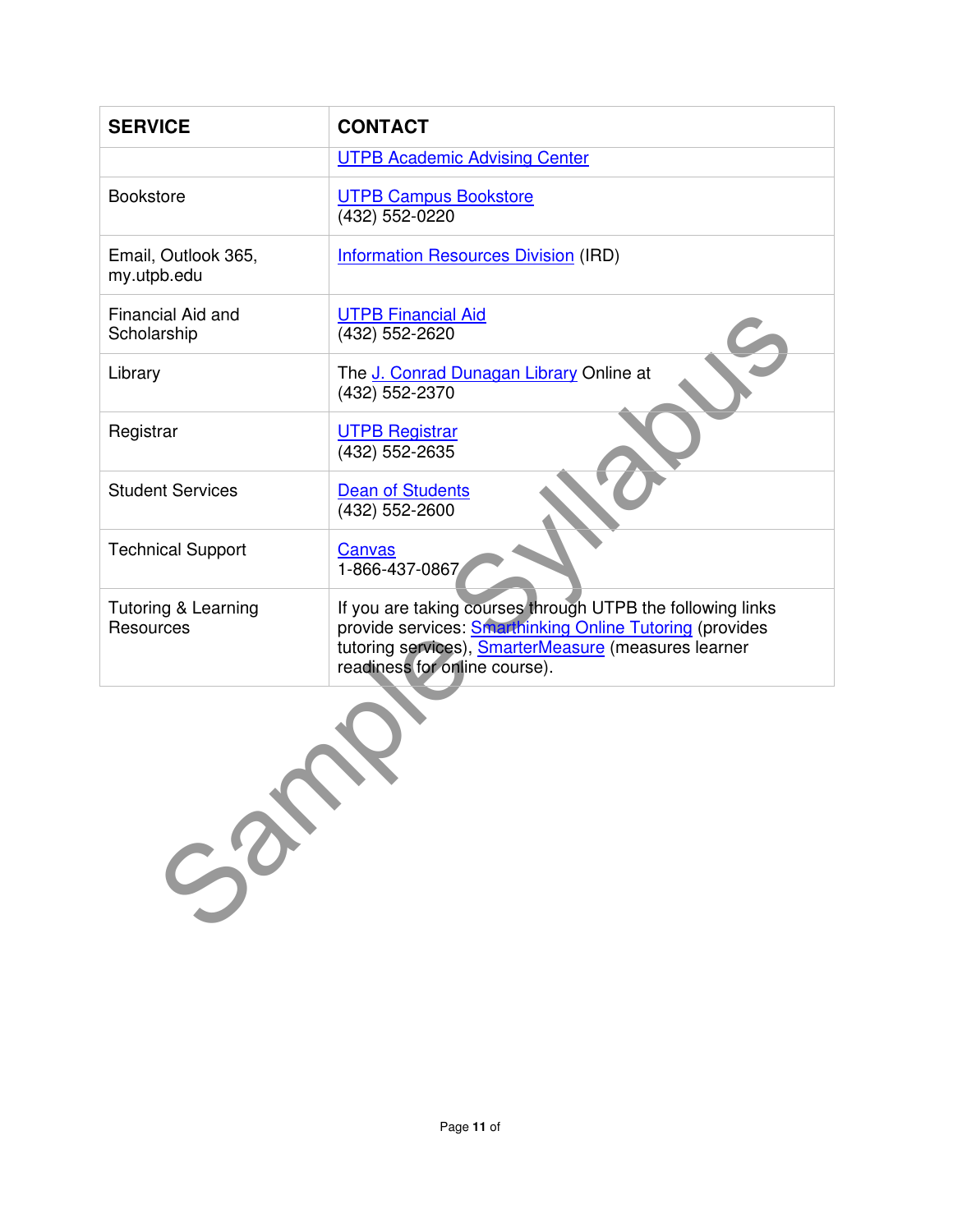| SERVICE | CONTACT |
| --- | --- |
| | UTPB Academic Advising Center |
| Bookstore | UTPB Campus Bookstore (432) 552-0220 |
| Email, Outlook 365, my.utpb.edu | Information Resources Division (IRD) |
| Financial Aid and Scholarship | UTPB Financial Aid (432) 552-2620 |
| Library | The J. Conrad Dunagan Library Online at (432) 552-2370 |
| Registrar | UTPB Registrar (432) 552-2635 |
| Student Services | Dean of Students (432) 552-2600 |
| Technical Support | Canvas 1-866-437-0867 |
| Tutoring & Learning Resources | If you are taking courses through UTPB the following links provide services: Smarthinking Online Tutoring (provides tutoring services), SmarterMeasure (measures learner readiness for online course). |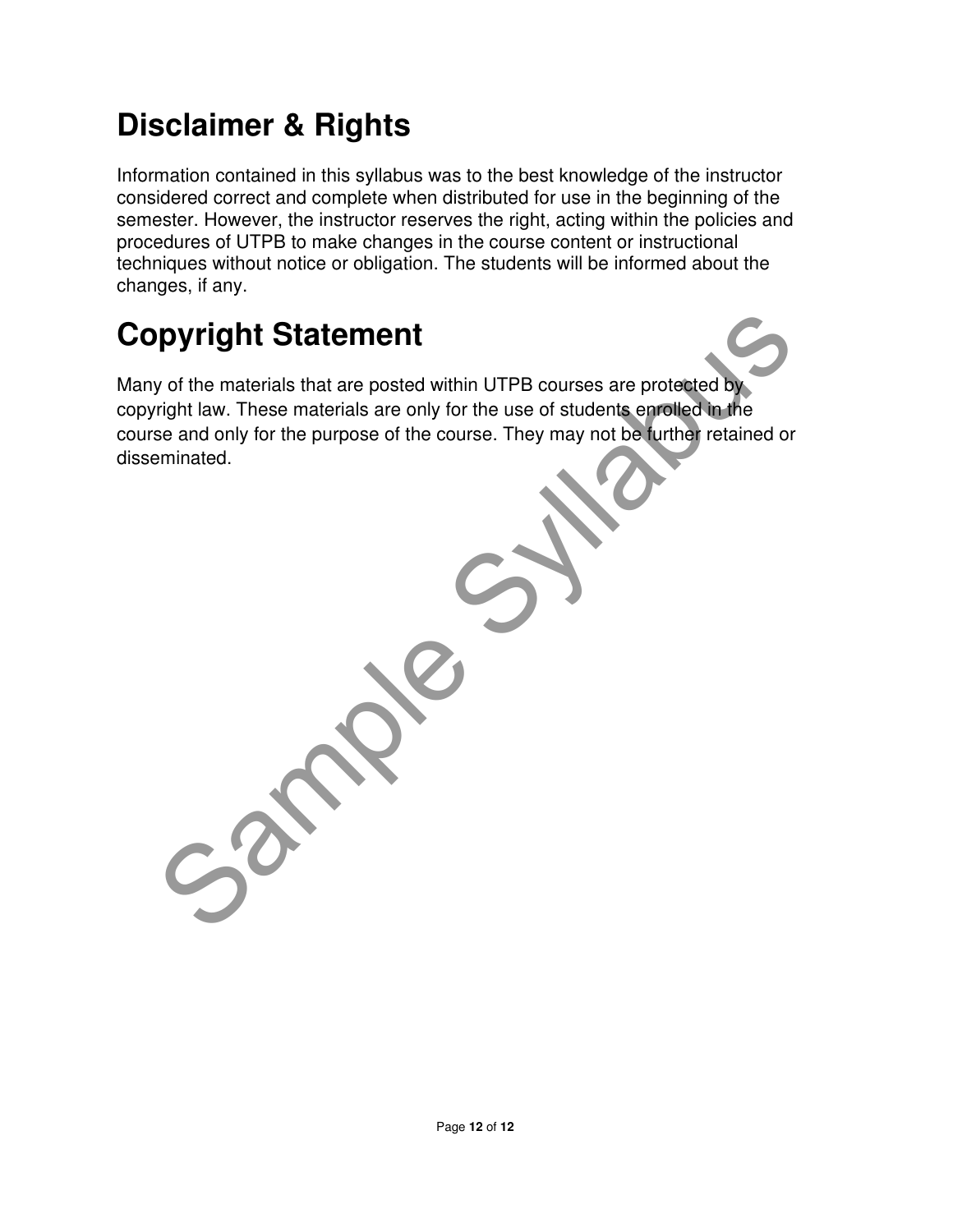# Disclaimer & Rights

Information contained in this syllabus was to the best knowledge of the instructor considered correct and complete when distributed for use in the beginning of the semester. However, the instructor reserves the right, acting within the policies and procedures of UTPB to make changes in the course content or instructional techniques without notice or obligation. The students will be informed about the changes, if any.

# Copyright Statement

Many of the materials that are posted within UTPB courses are protected by copyright law. These materials are only for the use of students enrolled in the course and only for the purpose of the course. They may not be further retained or disseminated.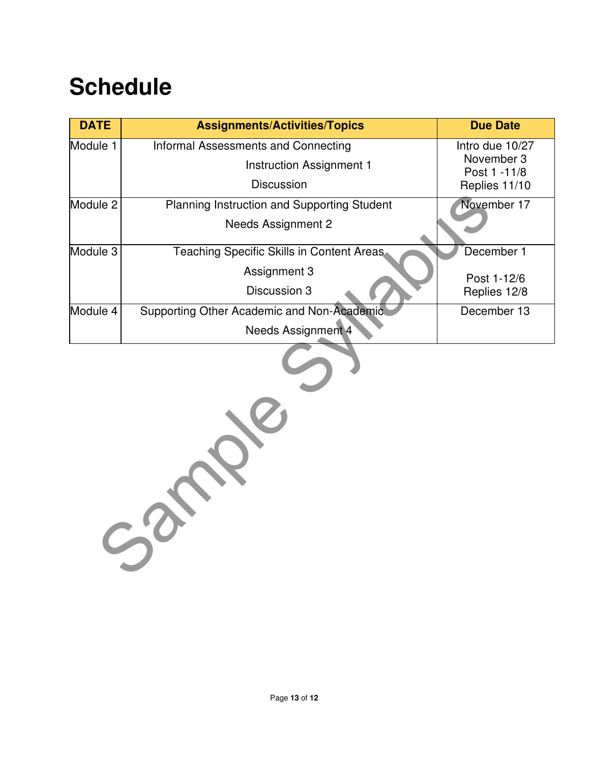# Schedule

| DATE | Assignments/Activities/Topics | Due Date |
|---|---|---|
| Module 1 | Informal Assessments and Connecting Instruction Assignment 1<br>Discussion | Intro due 10/27<br>November 3<br>Post 1 -11/8<br>Replies 11/10 |
| Module 2 | Planning Instruction and Supporting Student Needs Assignment 2 | November 17 |
| Module 3 | Teaching Specific Skills in Content Areas<br>Assignment 3<br>Discussion 3 | December 1<br><br>Post 1-12/6<br>Replies 12/8 |
| Module 4 | Supporting Other Academic and Non-Academic Needs Assignment 4 | December 13 |

Sample Syllabus